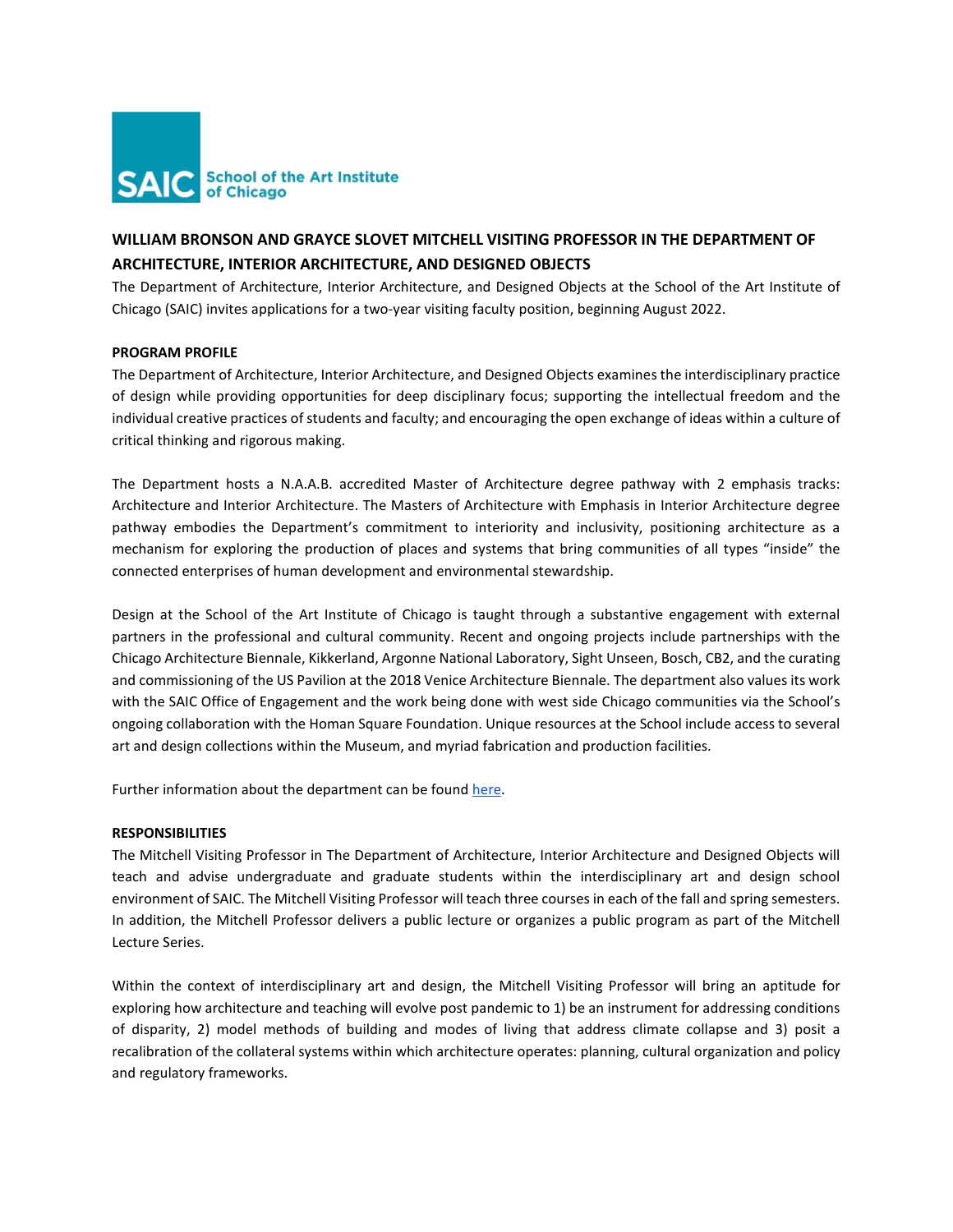SAIC School of the Art Institute of Chicago

## WILLIAM BRONSON AND GRAYCE SLOVET MITCHELL VISITING PROFESSOR IN THE DEPARTMENT OF ARCHITECTURE, INTERIOR ARCHITECTURE, AND DESIGNED OBJECTS

The Department of Architecture, Interior Architecture, and Designed Objects at the School of the Art Institute of Chicago (SAIC) invites applications for a two-year visiting faculty position, beginning August 2022.

### PROGRAM PROFILE

The Department of Architecture, Interior Architecture, and Designed Objects examines the interdisciplinary practice of design while providing opportunities for deep disciplinary focus; supporting the intellectual freedom and the individual creative practices of students and faculty; and encouraging the open exchange of ideas within a culture of critical thinking and rigorous making.

The Department hosts a N.A.A.B. accredited Master of Architecture degree pathway with 2 emphasis tracks: Architecture and Interior Architecture. The Masters of Architecture with Emphasis in Interior Architecture degree pathway embodies the Department's commitment to interiority and inclusivity, positioning architecture as a mechanism for exploring the production of places and systems that bring communities of all types "inside" the connected enterprises of human development and environmental stewardship.

Design at the School of the Art Institute of Chicago is taught through a substantive engagement with external partners in the professional and cultural community. Recent and ongoing projects include partnerships with the Chicago Architecture Biennale, Kikkerland, Argonne National Laboratory, Sight Unseen, Bosch, CB2, and the curating and commissioning of the US Pavilion at the 2018 Venice Architecture Biennale. The department also values its work with the SAIC Office of Engagement and the work being done with west side Chicago communities via the School's ongoing collaboration with the Homan Square Foundation. Unique resources at the School include access to several art and design collections within the Museum, and myriad fabrication and production facilities.

Further information about the department can be found here.

### RESPONSIBILITIES

The Mitchell Visiting Professor in The Department of Architecture, Interior Architecture and Designed Objects will teach and advise undergraduate and graduate students within the interdisciplinary art and design school environment of SAIC. The Mitchell Visiting Professor will teach three courses in each of the fall and spring semesters. In addition, the Mitchell Professor delivers a public lecture or organizes a public program as part of the Mitchell Lecture Series.

Within the context of interdisciplinary art and design, the Mitchell Visiting Professor will bring an aptitude for exploring how architecture and teaching will evolve post pandemic to 1) be an instrument for addressing conditions of disparity, 2) model methods of building and modes of living that address climate collapse and 3) posit a recalibration of the collateral systems within which architecture operates: planning, cultural organization and policy and regulatory frameworks.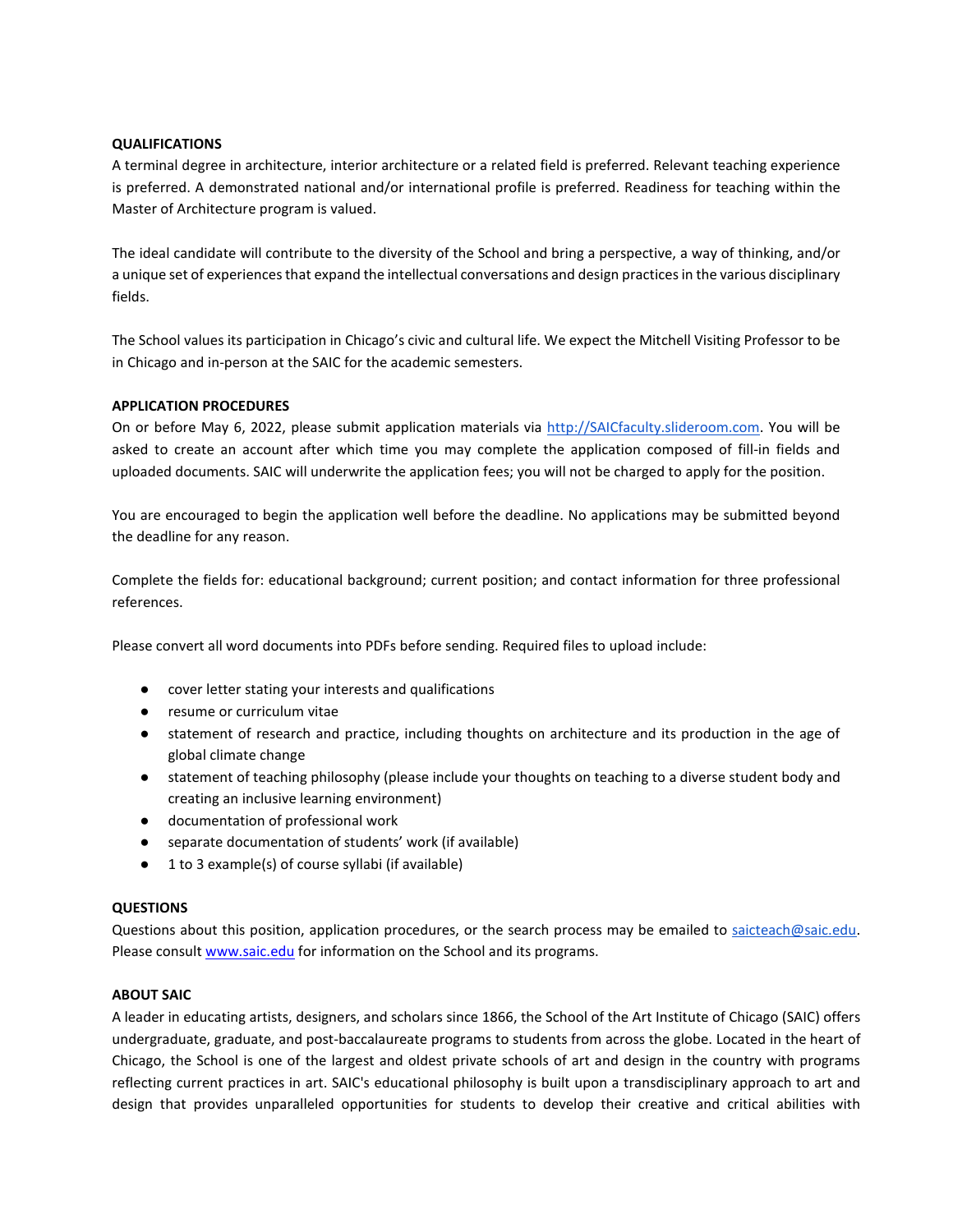**QUALIFICATIONS**

A terminal degree in architecture, interior architecture or a related field is preferred. Relevant teaching experience is preferred. A demonstrated national and/or international profile is preferred. Readiness for teaching within the Master of Architecture program is valued.

The ideal candidate will contribute to the diversity of the School and bring a perspective, a way of thinking, and/or a unique set of experiences that expand the intellectual conversations and design practices in the various disciplinary fields.

The School values its participation in Chicago's civic and cultural life. We expect the Mitchell Visiting Professor to be in Chicago and in-person at the SAIC for the academic semesters.

**APPLICATION PROCEDURES**

On or before May 6, 2022, please submit application materials via [http://SAICfaculty.slideroom.com](http://SAICfaculty.slideroom.com). You will be asked to create an account after which time you may complete the application composed of fill-in fields and uploaded documents. SAIC will underwrite the application fees; you will not be charged to apply for the position.

You are encouraged to begin the application well before the deadline. No applications may be submitted beyond the deadline for any reason.

Complete the fields for: educational background; current position; and contact information for three professional references.

Please convert all word documents into PDFs before sending. Required files to upload include:

- cover letter stating your interests and qualifications
- resume or curriculum vitae
- statement of research and practice, including thoughts on architecture and its production in the age of global climate change
- statement of teaching philosophy (please include your thoughts on teaching to a diverse student body and creating an inclusive learning environment)
- documentation of professional work
- separate documentation of students' work (if available)
- 1 to 3 example(s) of course syllabi (if available)

**QUESTIONS**

Questions about this position, application procedures, or the search process may be emailed to [saicteach@saic.edu](mailto:saicteach@saic.edu). Please consult [www.saic.edu](http://www.saic.edu) for information on the School and its programs.

**ABOUT SAIC**

A leader in educating artists, designers, and scholars since 1866, the School of the Art Institute of Chicago (SAIC) offers undergraduate, graduate, and post-baccalaureate programs to students from across the globe. Located in the heart of Chicago, the School is one of the largest and oldest private schools of art and design in the country with programs reflecting current practices in art. SAIC's educational philosophy is built upon a transdisciplinary approach to art and design that provides unparalleled opportunities for students to develop their creative and critical abilities with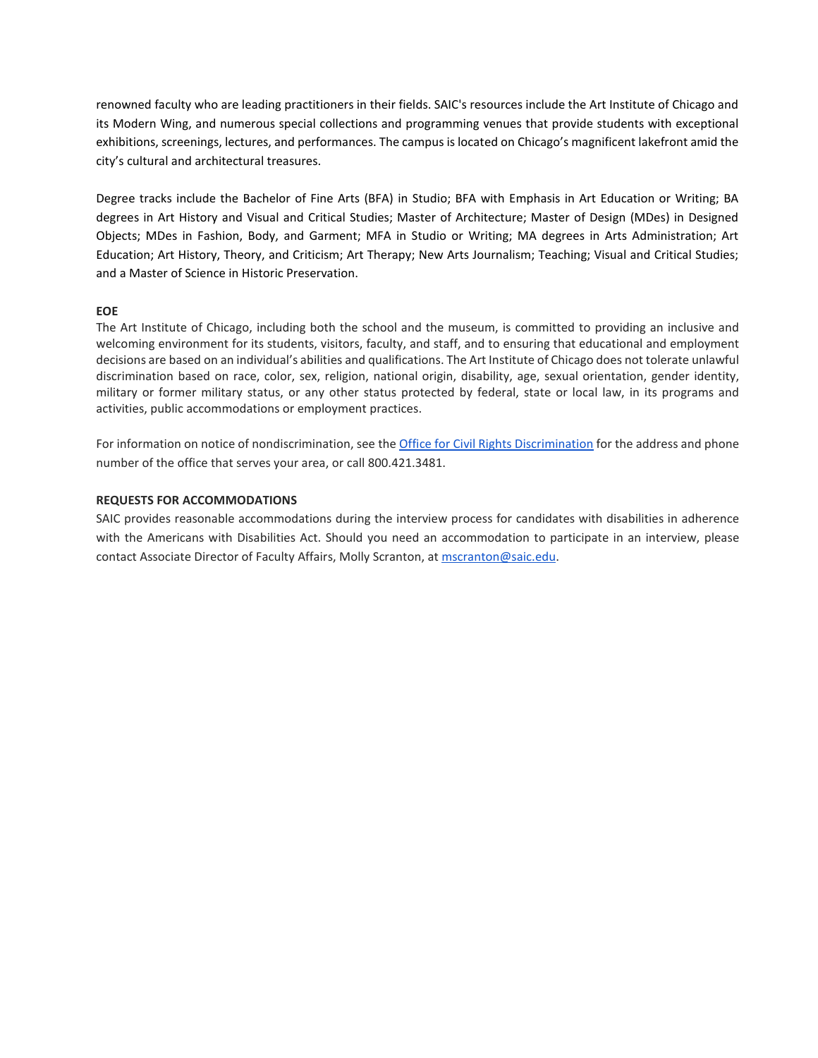renowned faculty who are leading practitioners in their fields. SAIC's resources include the Art Institute of Chicago and its Modern Wing, and numerous special collections and programming venues that provide students with exceptional exhibitions, screenings, lectures, and performances. The campus is located on Chicago's magnificent lakefront amid the city's cultural and architectural treasures.

Degree tracks include the Bachelor of Fine Arts (BFA) in Studio; BFA with Emphasis in Art Education or Writing; BA degrees in Art History and Visual and Critical Studies; Master of Architecture; Master of Design (MDes) in Designed Objects; MDes in Fashion, Body, and Garment; MFA in Studio or Writing; MA degrees in Arts Administration; Art Education; Art History, Theory, and Criticism; Art Therapy; New Arts Journalism; Teaching; Visual and Critical Studies; and a Master of Science in Historic Preservation.

**EOE**

The Art Institute of Chicago, including both the school and the museum, is committed to providing an inclusive and welcoming environment for its students, visitors, faculty, and staff, and to ensuring that educational and employment decisions are based on an individual's abilities and qualifications. The Art Institute of Chicago does not tolerate unlawful discrimination based on race, color, sex, religion, national origin, disability, age, sexual orientation, gender identity, military or former military status, or any other status protected by federal, state or local law, in its programs and activities, public accommodations or employment practices.

For information on notice of nondiscrimination, see the [Office for Civil Rights Discrimination]() for the address and phone number of the office that serves your area, or call 800.421.3481.

**REQUESTS FOR ACCOMMODATIONS**

SAIC provides reasonable accommodations during the interview process for candidates with disabilities in adherence with the Americans with Disabilities Act. Should you need an accommodation to participate in an interview, please contact Associate Director of Faculty Affairs, Molly Scranton, at mscranton@saic.edu.